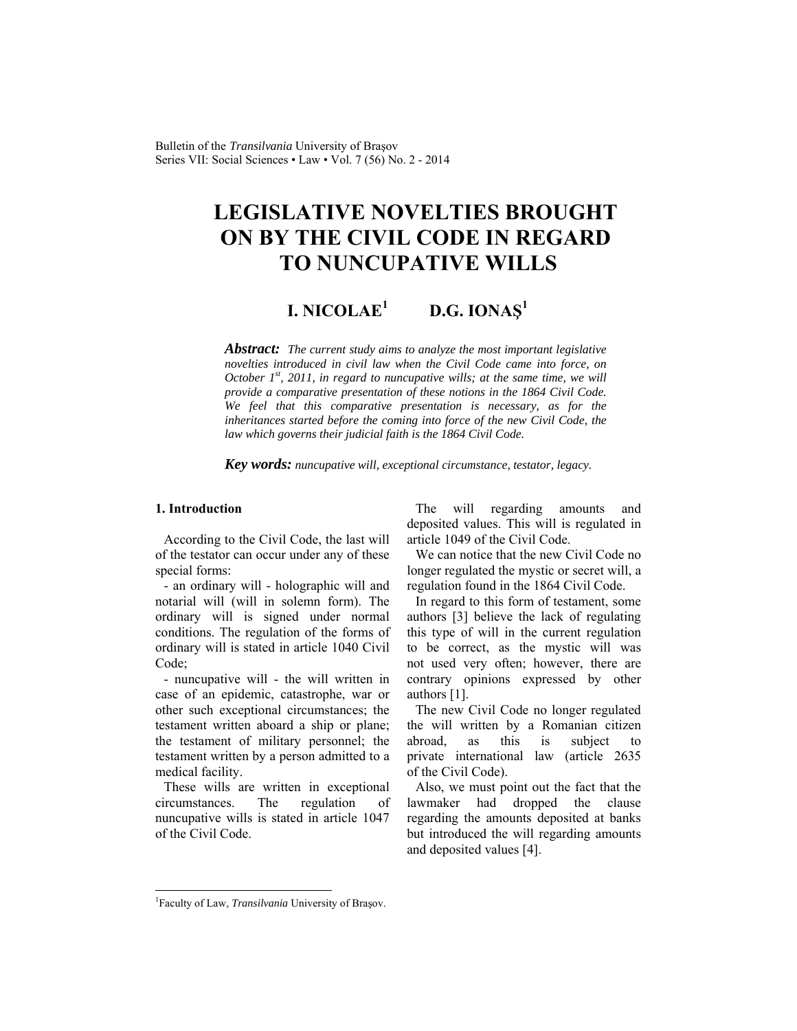# LEGISLATIVE NOVELTIES BROUGHT ON BY THE CIVIL CODE IN REGARD TO NUNCUPATIVE WILLS

**I. NICOLAE[1] D.G. IONAŞ[1]**

***Abstract:*** *The current study aims to analyze the most important legislative novelties introduced in civil law when the Civil Code came into force, on October 1st, 2011, in regard to nuncupative wills; at the same time, we will provide a comparative presentation of these notions in the 1864 Civil Code. We feel that this comparative presentation is necessary, as for the inheritances started before the coming into force of the new Civil Code, the law which governs their judicial faith is the 1864 Civil Code.*

***Key words:*** *nuncupative will, exceptional circumstance, testator, legacy.*

## 1. Introduction

According to the Civil Code, the last will of the testator can occur under any of these special forms:

- an ordinary will - holographic will and notarial will (will in solemn form). The ordinary will is signed under normal conditions. The regulation of the forms of ordinary will is stated in article 1040 Civil Code;

- nuncupative will - the will written in case of an epidemic, catastrophe, war or other such exceptional circumstances; the testament written aboard a ship or plane; the testament of military personnel; the testament written by a person admitted to a medical facility.

These wills are written in exceptional circumstances. The regulation of nuncupative wills is stated in article 1047 of the Civil Code.

The will regarding amounts and deposited values. This will is regulated in article 1049 of the Civil Code.

We can notice that the new Civil Code no longer regulated the mystic or secret will, a regulation found in the 1864 Civil Code.

In regard to this form of testament, some authors [3] believe the lack of regulating this type of will in the current regulation to be correct, as the mystic will was not used very often; however, there are contrary opinions expressed by other authors [1].

The new Civil Code no longer regulated the will written by a Romanian citizen abroad, as this is subject to private international law (article 2635 of the Civil Code).

Also, we must point out the fact that the lawmaker had dropped the clause regarding the amounts deposited at banks but introduced the will regarding amounts and deposited values [4].

---

[1]Faculty of Law, *Transilvania* University of Braşov.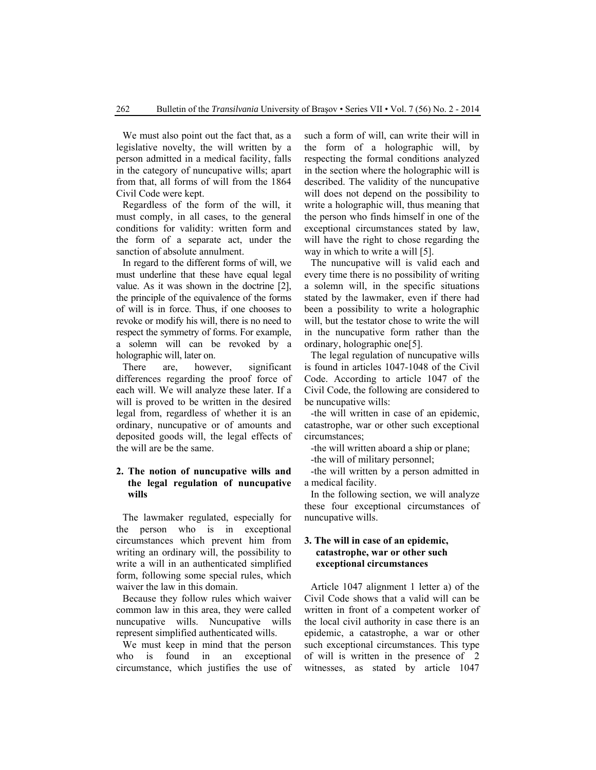We must also point out the fact that, as a legislative novelty, the will written by a person admitted in a medical facility, falls in the category of nuncupative wills; apart from that, all forms of will from the 1864 Civil Code were kept.

Regardless of the form of the will, it must comply, in all cases, to the general conditions for validity: written form and the form of a separate act, under the sanction of absolute annulment.

In regard to the different forms of will, we must underline that these have equal legal value. As it was shown in the doctrine [2], the principle of the equivalence of the forms of will is in force. Thus, if one chooses to revoke or modify his will, there is no need to respect the symmetry of forms. For example, a solemn will can be revoked by a holographic will, later on.

There are, however, significant differences regarding the proof force of each will. We will analyze these later. If a will is proved to be written in the desired legal from, regardless of whether it is an ordinary, nuncupative or of amounts and deposited goods will, the legal effects of the will are be the same.

## 2. The notion of nuncupative wills and the legal regulation of nuncupative wills

The lawmaker regulated, especially for the person who is in exceptional circumstances which prevent him from writing an ordinary will, the possibility to write a will in an authenticated simplified form, following some special rules, which waiver the law in this domain.

Because they follow rules which waiver common law in this area, they were called nuncupative wills. Nuncupative wills represent simplified authenticated wills.

We must keep in mind that the person who is found in an exceptional circumstance, which justifies the use of such a form of will, can write their will in the form of a holographic will, by respecting the formal conditions analyzed in the section where the holographic will is described. The validity of the nuncupative will does not depend on the possibility to write a holographic will, thus meaning that the person who finds himself in one of the exceptional circumstances stated by law, will have the right to chose regarding the way in which to write a will [5].

The nuncupative will is valid each and every time there is no possibility of writing a solemn will, in the specific situations stated by the lawmaker, even if there had been a possibility to write a holographic will, but the testator chose to write the will in the nuncupative form rather than the ordinary, holographic one[5].

The legal regulation of nuncupative wills is found in articles 1047-1048 of the Civil Code. According to article 1047 of the Civil Code, the following are considered to be nuncupative wills:

- the will written in case of an epidemic, catastrophe, war or other such exceptional circumstances;
- the will written aboard a ship or plane;
- the will of military personnel;
- the will written by a person admitted in a medical facility.

In the following section, we will analyze these four exceptional circumstances of nuncupative wills.

## 3. The will in case of an epidemic, catastrophe, war or other such exceptional circumstances

Article 1047 alignment 1 letter a) of the Civil Code shows that a valid will can be written in front of a competent worker of the local civil authority in case there is an epidemic, a catastrophe, a war or other such exceptional circumstances. This type of will is written in the presence of 2 witnesses, as stated by article 1047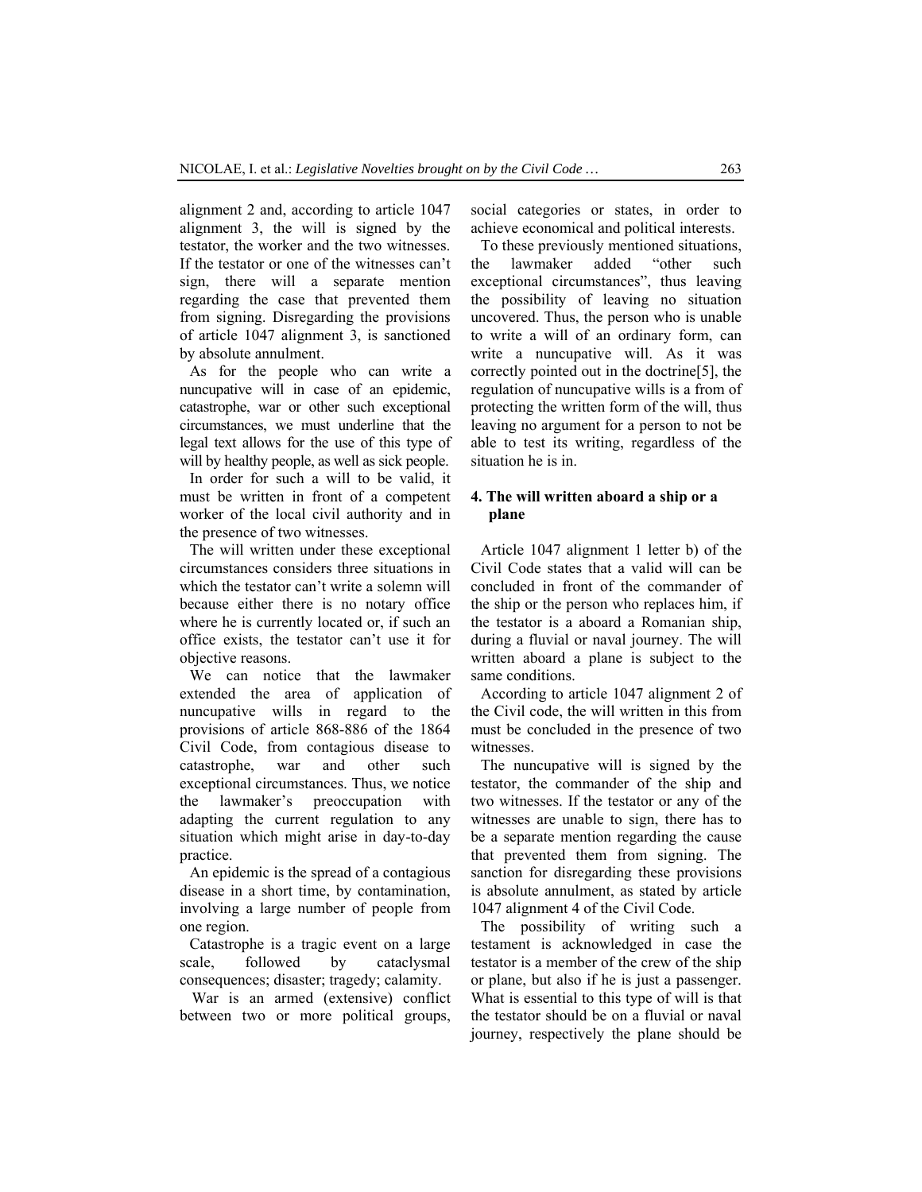alignment 2 and, according to article 1047 alignment 3, the will is signed by the testator, the worker and the two witnesses. If the testator or one of the witnesses can't sign, there will a separate mention regarding the case that prevented them from signing. Disregarding the provisions of article 1047 alignment 3, is sanctioned by absolute annulment.

As for the people who can write a nuncupative will in case of an epidemic, catastrophe, war or other such exceptional circumstances, we must underline that the legal text allows for the use of this type of will by healthy people, as well as sick people.

In order for such a will to be valid, it must be written in front of a competent worker of the local civil authority and in the presence of two witnesses.

The will written under these exceptional circumstances considers three situations in which the testator can't write a solemn will because either there is no notary office where he is currently located or, if such an office exists, the testator can't use it for objective reasons.

We can notice that the lawmaker extended the area of application of nuncupative wills in regard to the provisions of article 868-886 of the 1864 Civil Code, from contagious disease to catastrophe, war and other such exceptional circumstances. Thus, we notice the lawmaker's preoccupation with adapting the current regulation to any situation which might arise in day-to-day practice.

An epidemic is the spread of a contagious disease in a short time, by contamination, involving a large number of people from one region.

Catastrophe is a tragic event on a large scale, followed by cataclysmal consequences; disaster; tragedy; calamity.

War is an armed (extensive) conflict between two or more political groups, social categories or states, in order to achieve economical and political interests.

To these previously mentioned situations, the lawmaker added "other such exceptional circumstances", thus leaving the possibility of leaving no situation uncovered. Thus, the person who is unable to write a will of an ordinary form, can write a nuncupative will. As it was correctly pointed out in the doctrine[5], the regulation of nuncupative wills is a from of protecting the written form of the will, thus leaving no argument for a person to not be able to test its writing, regardless of the situation he is in.

## 4. The will written aboard a ship or a plane

Article 1047 alignment 1 letter b) of the Civil Code states that a valid will can be concluded in front of the commander of the ship or the person who replaces him, if the testator is a aboard a Romanian ship, during a fluvial or naval journey. The will written aboard a plane is subject to the same conditions.

According to article 1047 alignment 2 of the Civil code, the will written in this from must be concluded in the presence of two witnesses.

The nuncupative will is signed by the testator, the commander of the ship and two witnesses. If the testator or any of the witnesses are unable to sign, there has to be a separate mention regarding the cause that prevented them from signing. The sanction for disregarding these provisions is absolute annulment, as stated by article 1047 alignment 4 of the Civil Code.

The possibility of writing such a testament is acknowledged in case the testator is a member of the crew of the ship or plane, but also if he is just a passenger. What is essential to this type of will is that the testator should be on a fluvial or naval journey, respectively the plane should be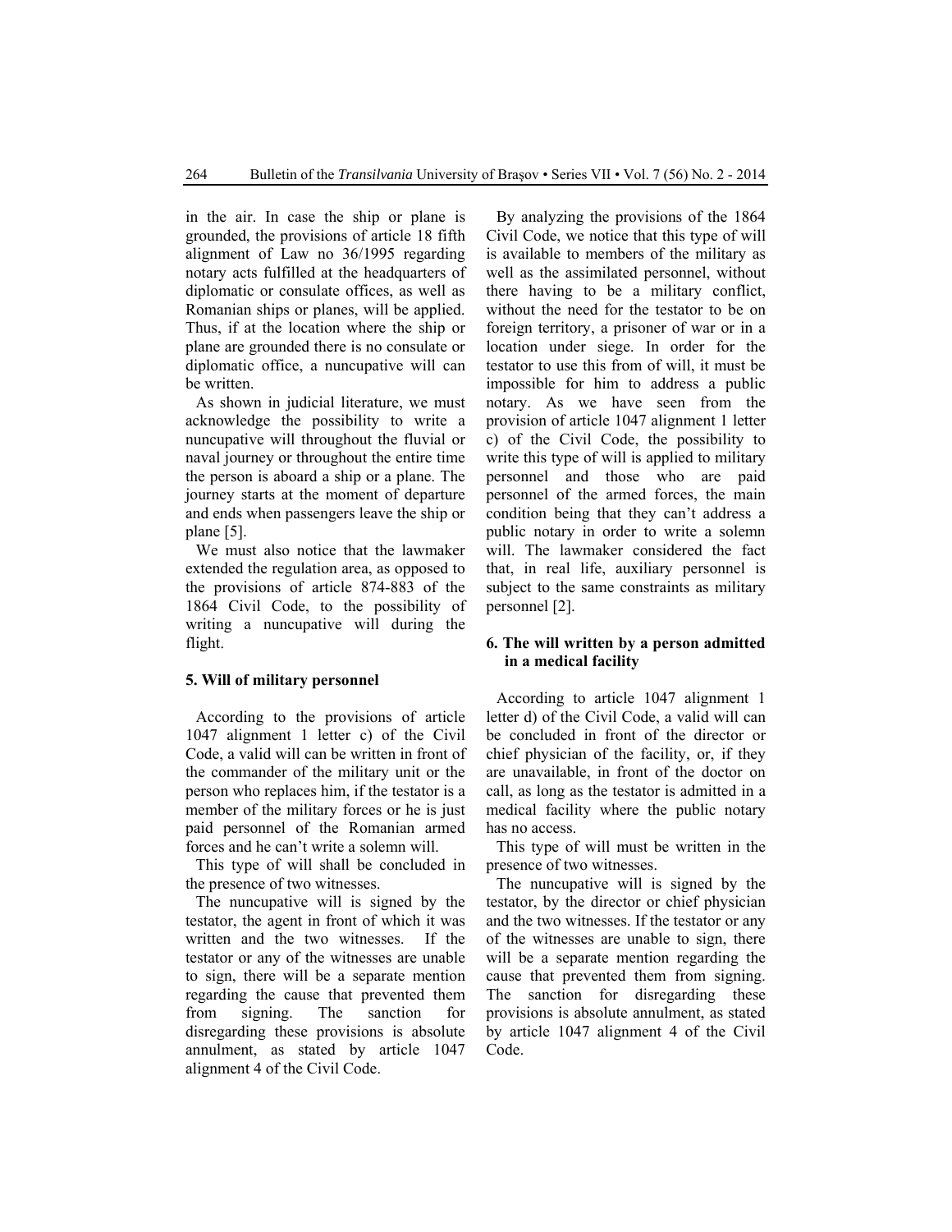in the air. In case the ship or plane is grounded, the provisions of article 18 fifth alignment of Law no 36/1995 regarding notary acts fulfilled at the headquarters of diplomatic or consulate offices, as well as Romanian ships or planes, will be applied. Thus, if at the location where the ship or plane are grounded there is no consulate or diplomatic office, a nuncupative will can be written.

As shown in judicial literature, we must acknowledge the possibility to write a nuncupative will throughout the fluvial or naval journey or throughout the entire time the person is aboard a ship or a plane. The journey starts at the moment of departure and ends when passengers leave the ship or plane [5].

We must also notice that the lawmaker extended the regulation area, as opposed to the provisions of article 874-883 of the 1864 Civil Code, to the possibility of writing a nuncupative will during the flight.

#### 5. Will of military personnel

According to the provisions of article 1047 alignment 1 letter c) of the Civil Code, a valid will can be written in front of the commander of the military unit or the person who replaces him, if the testator is a member of the military forces or he is just paid personnel of the Romanian armed forces and he can't write a solemn will.

This type of will shall be concluded in the presence of two witnesses.

The nuncupative will is signed by the testator, the agent in front of which it was written and the two witnesses. If the testator or any of the witnesses are unable to sign, there will be a separate mention regarding the cause that prevented them from signing. The sanction for disregarding these provisions is absolute annulment, as stated by article 1047 alignment 4 of the Civil Code.

By analyzing the provisions of the 1864 Civil Code, we notice that this type of will is available to members of the military as well as the assimilated personnel, without there having to be a military conflict, without the need for the testator to be on foreign territory, a prisoner of war or in a location under siege. In order for the testator to use this from of will, it must be impossible for him to address a public notary. As we have seen from the provision of article 1047 alignment 1 letter c) of the Civil Code, the possibility to write this type of will is applied to military personnel and those who are paid personnel of the armed forces, the main condition being that they can't address a public notary in order to write a solemn will. The lawmaker considered the fact that, in real life, auxiliary personnel is subject to the same constraints as military personnel [2].

#### 6. The will written by a person admitted in a medical facility

According to article 1047 alignment 1 letter d) of the Civil Code, a valid will can be concluded in front of the director or chief physician of the facility, or, if they are unavailable, in front of the doctor on call, as long as the testator is admitted in a medical facility where the public notary has no access.

This type of will must be written in the presence of two witnesses.

The nuncupative will is signed by the testator, by the director or chief physician and the two witnesses. If the testator or any of the witnesses are unable to sign, there will be a separate mention regarding the cause that prevented them from signing. The sanction for disregarding these provisions is absolute annulment, as stated by article 1047 alignment 4 of the Civil Code.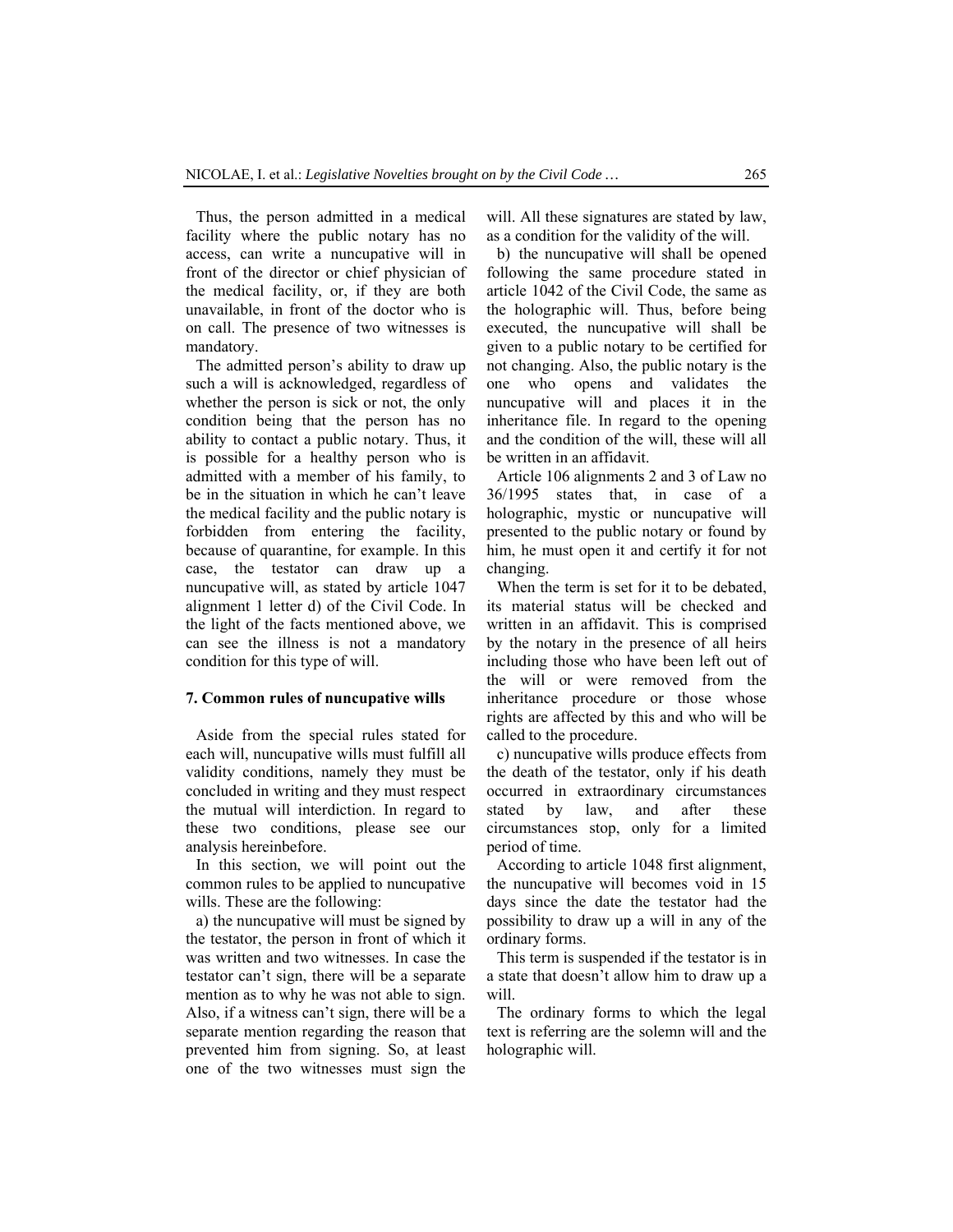Thus, the person admitted in a medical facility where the public notary has no access, can write a nuncupative will in front of the director or chief physician of the medical facility, or, if they are both unavailable, in front of the doctor who is on call. The presence of two witnesses is mandatory.

The admitted person's ability to draw up such a will is acknowledged, regardless of whether the person is sick or not, the only condition being that the person has no ability to contact a public notary. Thus, it is possible for a healthy person who is admitted with a member of his family, to be in the situation in which he can't leave the medical facility and the public notary is forbidden from entering the facility, because of quarantine, for example. In this case, the testator can draw up a nuncupative will, as stated by article 1047 alignment 1 letter d) of the Civil Code. In the light of the facts mentioned above, we can see the illness is not a mandatory condition for this type of will.

## 7. Common rules of nuncupative wills

Aside from the special rules stated for each will, nuncupative wills must fulfill all validity conditions, namely they must be concluded in writing and they must respect the mutual will interdiction. In regard to these two conditions, please see our analysis hereinbefore.

In this section, we will point out the common rules to be applied to nuncupative wills. These are the following:

a) the nuncupative will must be signed by the testator, the person in front of which it was written and two witnesses. In case the testator can't sign, there will be a separate mention as to why he was not able to sign. Also, if a witness can't sign, there will be a separate mention regarding the reason that prevented him from signing. So, at least one of the two witnesses must sign the will. All these signatures are stated by law, as a condition for the validity of the will.

b) the nuncupative will shall be opened following the same procedure stated in article 1042 of the Civil Code, the same as the holographic will. Thus, before being executed, the nuncupative will shall be given to a public notary to be certified for not changing. Also, the public notary is the one who opens and validates the nuncupative will and places it in the inheritance file. In regard to the opening and the condition of the will, these will all be written in an affidavit.

Article 106 alignments 2 and 3 of Law no 36/1995 states that, in case of a holographic, mystic or nuncupative will presented to the public notary or found by him, he must open it and certify it for not changing.

When the term is set for it to be debated, its material status will be checked and written in an affidavit. This is comprised by the notary in the presence of all heirs including those who have been left out of the will or were removed from the inheritance procedure or those whose rights are affected by this and who will be called to the procedure.

c) nuncupative wills produce effects from the death of the testator, only if his death occurred in extraordinary circumstances stated by law, and after these circumstances stop, only for a limited period of time.

According to article 1048 first alignment, the nuncupative will becomes void in 15 days since the date the testator had the possibility to draw up a will in any of the ordinary forms.

This term is suspended if the testator is in a state that doesn't allow him to draw up a will.

The ordinary forms to which the legal text is referring are the solemn will and the holographic will.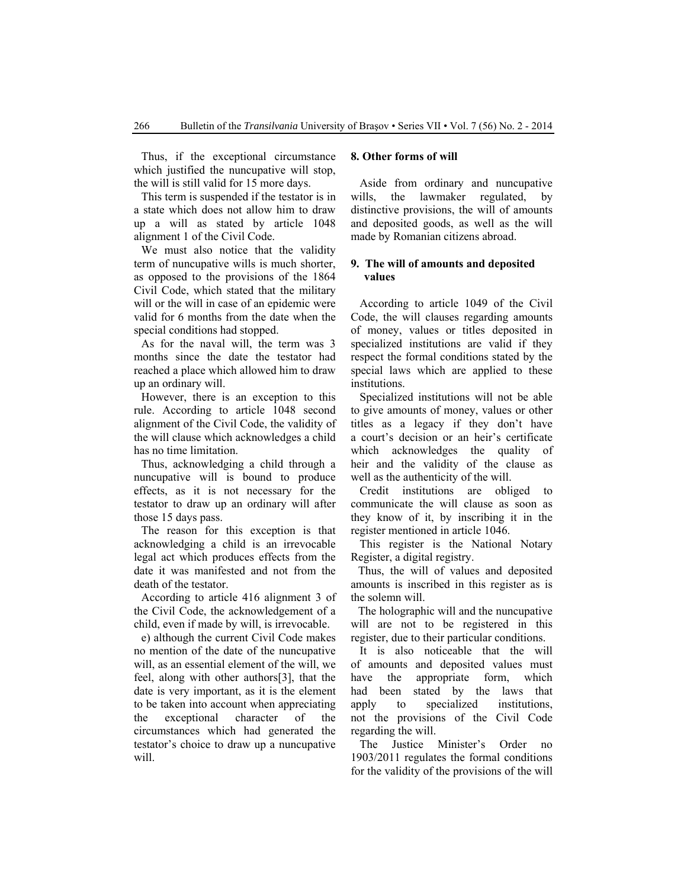Thus, if the exceptional circumstance which justified the nuncupative will stop, the will is still valid for 15 more days.

This term is suspended if the testator is in a state which does not allow him to draw up a will as stated by article 1048 alignment 1 of the Civil Code.

We must also notice that the validity term of nuncupative wills is much shorter, as opposed to the provisions of the 1864 Civil Code, which stated that the military will or the will in case of an epidemic were valid for 6 months from the date when the special conditions had stopped.

As for the naval will, the term was 3 months since the date the testator had reached a place which allowed him to draw up an ordinary will.

However, there is an exception to this rule. According to article 1048 second alignment of the Civil Code, the validity of the will clause which acknowledges a child has no time limitation.

Thus, acknowledging a child through a nuncupative will is bound to produce effects, as it is not necessary for the testator to draw up an ordinary will after those 15 days pass.

The reason for this exception is that acknowledging a child is an irrevocable legal act which produces effects from the date it was manifested and not from the death of the testator.

According to article 416 alignment 3 of the Civil Code, the acknowledgement of a child, even if made by will, is irrevocable.

e) although the current Civil Code makes no mention of the date of the nuncupative will, as an essential element of the will, we feel, along with other authors[3], that the date is very important, as it is the element to be taken into account when appreciating the exceptional character of the circumstances which had generated the testator's choice to draw up a nuncupative will.

## 8. Other forms of will

Aside from ordinary and nuncupative wills, the lawmaker regulated, by distinctive provisions, the will of amounts and deposited goods, as well as the will made by Romanian citizens abroad.

## 9. The will of amounts and deposited values

According to article 1049 of the Civil Code, the will clauses regarding amounts of money, values or titles deposited in specialized institutions are valid if they respect the formal conditions stated by the special laws which are applied to these institutions.

Specialized institutions will not be able to give amounts of money, values or other titles as a legacy if they don't have a court's decision or an heir's certificate which acknowledges the quality of heir and the validity of the clause as well as the authenticity of the will.

Credit institutions are obliged to communicate the will clause as soon as they know of it, by inscribing it in the register mentioned in article 1046.

This register is the National Notary Register, a digital registry.

Thus, the will of values and deposited amounts is inscribed in this register as is the solemn will.

The holographic will and the nuncupative will are not to be registered in this register, due to their particular conditions.

It is also noticeable that the will of amounts and deposited values must have the appropriate form, which had been stated by the laws that apply to specialized institutions, not the provisions of the Civil Code regarding the will.

The Justice Minister's Order no 1903/2011 regulates the formal conditions for the validity of the provisions of the will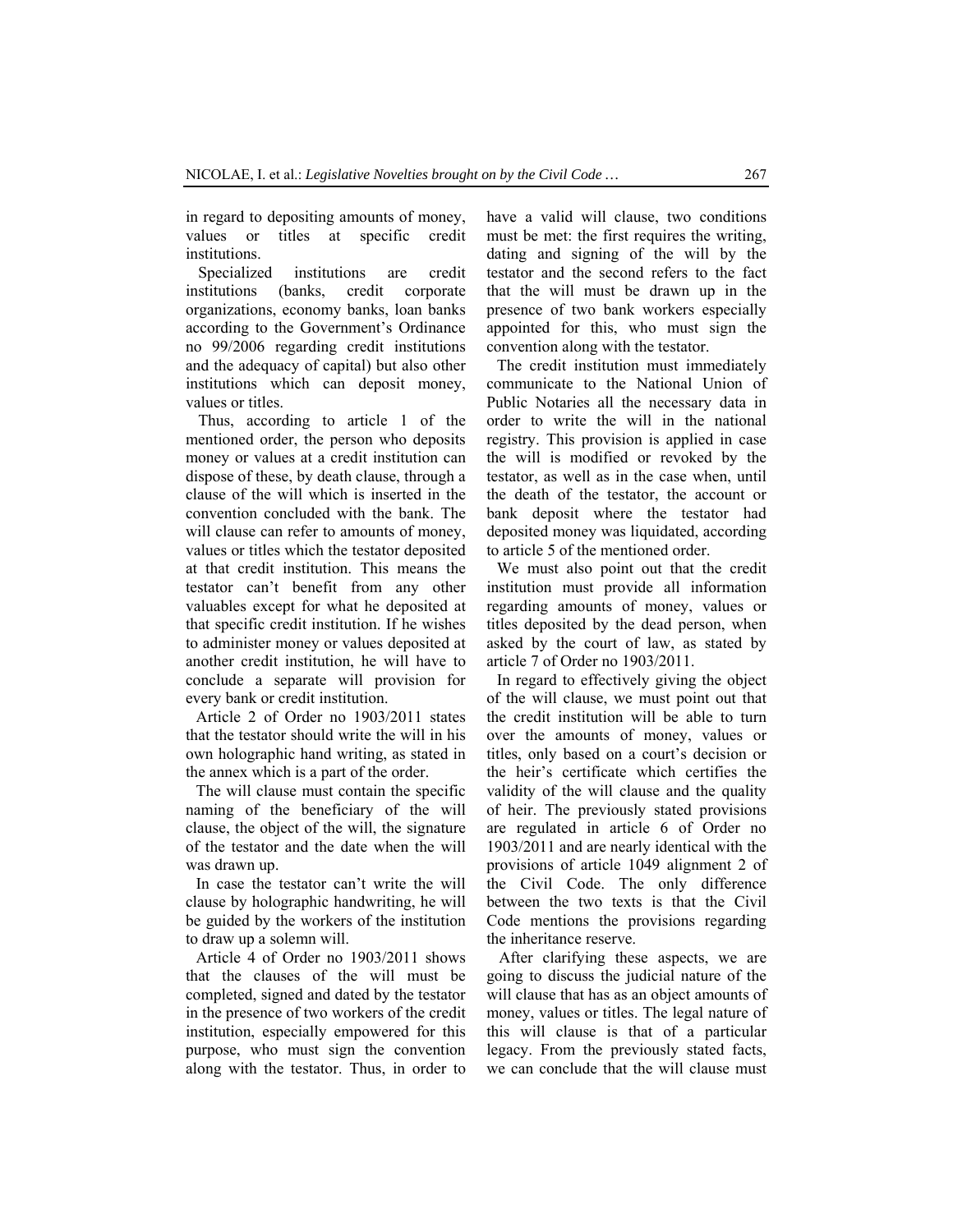in regard to depositing amounts of money, values or titles at specific credit institutions.

Specialized institutions are credit institutions (banks, credit corporate organizations, economy banks, loan banks according to the Government's Ordinance no 99/2006 regarding credit institutions and the adequacy of capital) but also other institutions which can deposit money, values or titles.

Thus, according to article 1 of the mentioned order, the person who deposits money or values at a credit institution can dispose of these, by death clause, through a clause of the will which is inserted in the convention concluded with the bank. The will clause can refer to amounts of money, values or titles which the testator deposited at that credit institution. This means the testator can't benefit from any other valuables except for what he deposited at that specific credit institution. If he wishes to administer money or values deposited at another credit institution, he will have to conclude a separate will provision for every bank or credit institution.

Article 2 of Order no 1903/2011 states that the testator should write the will in his own holographic hand writing, as stated in the annex which is a part of the order.

The will clause must contain the specific naming of the beneficiary of the will clause, the object of the will, the signature of the testator and the date when the will was drawn up.

In case the testator can't write the will clause by holographic handwriting, he will be guided by the workers of the institution to draw up a solemn will.

Article 4 of Order no 1903/2011 shows that the clauses of the will must be completed, signed and dated by the testator in the presence of two workers of the credit institution, especially empowered for this purpose, who must sign the convention along with the testator. Thus, in order to have a valid will clause, two conditions must be met: the first requires the writing, dating and signing of the will by the testator and the second refers to the fact that the will must be drawn up in the presence of two bank workers especially appointed for this, who must sign the convention along with the testator.

The credit institution must immediately communicate to the National Union of Public Notaries all the necessary data in order to write the will in the national registry. This provision is applied in case the will is modified or revoked by the testator, as well as in the case when, until the death of the testator, the account or bank deposit where the testator had deposited money was liquidated, according to article 5 of the mentioned order.

We must also point out that the credit institution must provide all information regarding amounts of money, values or titles deposited by the dead person, when asked by the court of law, as stated by article 7 of Order no 1903/2011.

In regard to effectively giving the object of the will clause, we must point out that the credit institution will be able to turn over the amounts of money, values or titles, only based on a court's decision or the heir's certificate which certifies the validity of the will clause and the quality of heir. The previously stated provisions are regulated in article 6 of Order no 1903/2011 and are nearly identical with the provisions of article 1049 alignment 2 of the Civil Code. The only difference between the two texts is that the Civil Code mentions the provisions regarding the inheritance reserve.

After clarifying these aspects, we are going to discuss the judicial nature of the will clause that has as an object amounts of money, values or titles. The legal nature of this will clause is that of a particular legacy. From the previously stated facts, we can conclude that the will clause must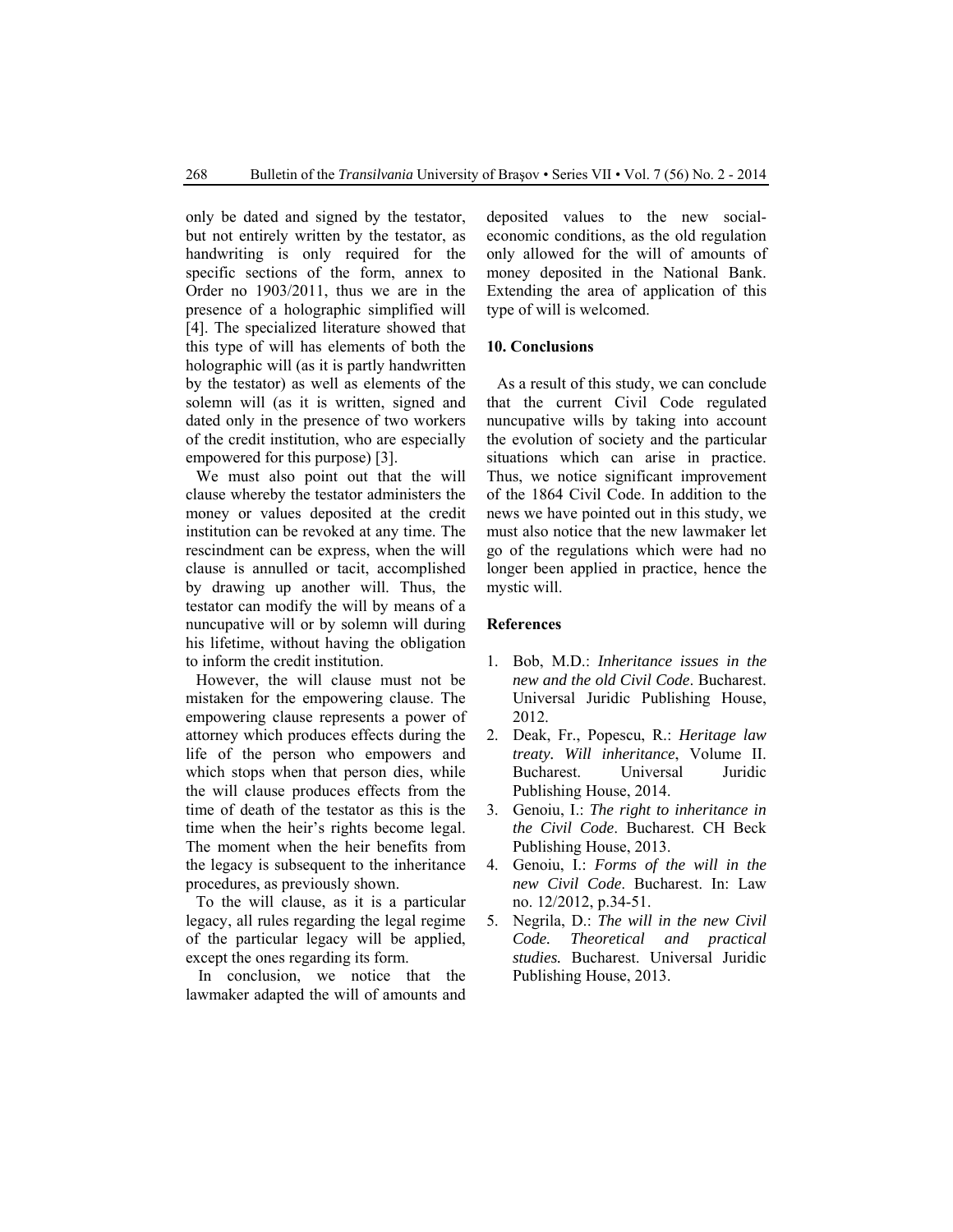only be dated and signed by the testator, but not entirely written by the testator, as handwriting is only required for the specific sections of the form, annex to Order no 1903/2011, thus we are in the presence of a holographic simplified will [4]. The specialized literature showed that this type of will has elements of both the holographic will (as it is partly handwritten by the testator) as well as elements of the solemn will (as it is written, signed and dated only in the presence of two workers of the credit institution, who are especially empowered for this purpose) [3].

We must also point out that the will clause whereby the testator administers the money or values deposited at the credit institution can be revoked at any time. The rescindment can be express, when the will clause is annulled or tacit, accomplished by drawing up another will. Thus, the testator can modify the will by means of a nuncupative will or by solemn will during his lifetime, without having the obligation to inform the credit institution.

However, the will clause must not be mistaken for the empowering clause. The empowering clause represents a power of attorney which produces effects during the life of the person who empowers and which stops when that person dies, while the will clause produces effects from the time of death of the testator as this is the time when the heir's rights become legal. The moment when the heir benefits from the legacy is subsequent to the inheritance procedures, as previously shown.

To the will clause, as it is a particular legacy, all rules regarding the legal regime of the particular legacy will be applied, except the ones regarding its form.

In conclusion, we notice that the lawmaker adapted the will of amounts and deposited values to the new social-economic conditions, as the old regulation only allowed for the will of amounts of money deposited in the National Bank. Extending the area of application of this type of will is welcomed.

## 10. Conclusions

As a result of this study, we can conclude that the current Civil Code regulated nuncupative wills by taking into account the evolution of society and the particular situations which can arise in practice. Thus, we notice significant improvement of the 1864 Civil Code. In addition to the news we have pointed out in this study, we must also notice that the new lawmaker let go of the regulations which were had no longer been applied in practice, hence the mystic will.

## References

1. Bob, M.D.: *Inheritance issues in the new and the old Civil Code*. Bucharest. Universal Juridic Publishing House, 2012.
2. Deak, Fr., Popescu, R.: *Heritage law treaty. Will inheritance*, Volume II. Bucharest. Universal Juridic Publishing House, 2014.
3. Genoiu, I.: *The right to inheritance in the Civil Code*. Bucharest. CH Beck Publishing House, 2013.
4. Genoiu, I.: *Forms of the will in the new Civil Code*. Bucharest. In: Law no. 12/2012, p.34-51.
5. Negrila, D.: *The will in the new Civil Code. Theoretical and practical studies.* Bucharest. Universal Juridic Publishing House, 2013.